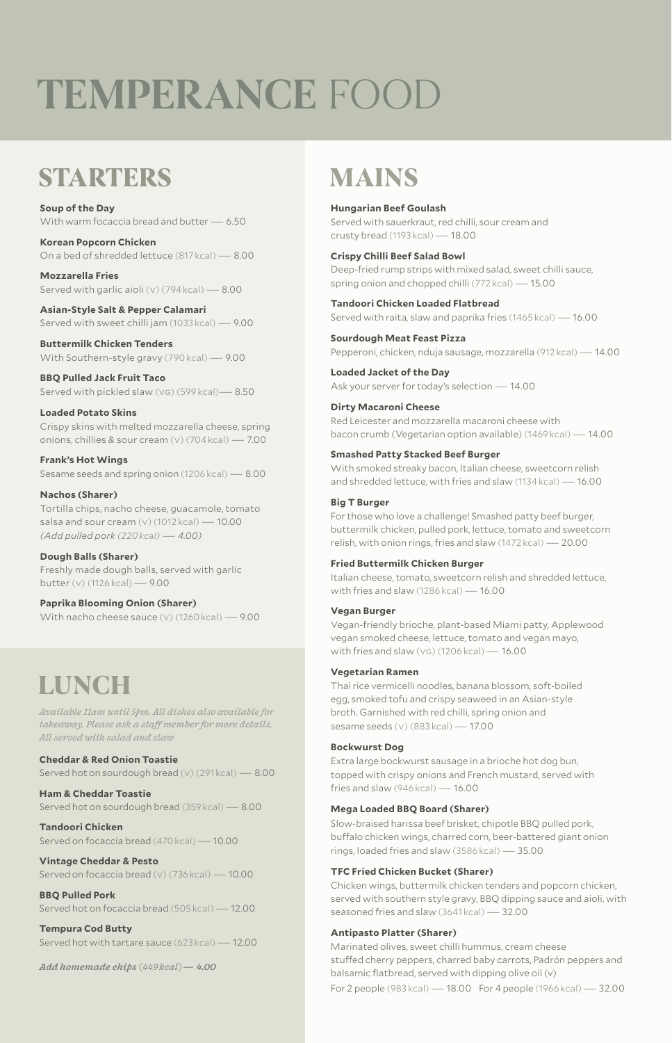# TEMPERANCE FOOD

## STARTERS

**Soup of the Day**
With warm focaccia bread and butter — 6.50

**Korean Popcorn Chicken**
On a bed of shredded lettuce (817 kcal) — 8.00

**Mozzarella Fries**
Served with garlic aioli (v) (794 kcal) — 8.00

**Asian-Style Salt & Pepper Calamari**
Served with sweet chilli jam (1033 kcal) — 9.00

**Buttermilk Chicken Tenders**
With Southern-style gravy (790 kcal) — 9.00

**BBQ Pulled Jack Fruit Taco**
Served with pickled slaw (vg) (599 kcal)— 8.50

**Loaded Potato Skins**
Crispy skins with melted mozzarella cheese, spring onions, chillies & sour cream (v) (704 kcal) — 7.00

**Frank's Hot Wings**
Sesame seeds and spring onion (1206 kcal) — 8.00

**Nachos (Sharer)**
Tortilla chips, nacho cheese, guacamole, tomato salsa and sour cream (v) (1012 kcal) — 10.00
*(Add pulled pork (220 kcal) — 4.00)*

**Dough Balls (Sharer)**
Freshly made dough balls, served with garlic butter (v) (1126 kcal) — 9.00

**Paprika Blooming Onion (Sharer)**
With nacho cheese sauce (v) (1260 kcal) — 9.00

## LUNCH

*Available 11am until 5pm. All dishes also available for takeaway. Please ask a staff member for more details. All served with salad and slaw*

**Cheddar & Red Onion Toastie**
Served hot on sourdough bread (v) (291 kcal) — 8.00

**Ham & Cheddar Toastie**
Served hot on sourdough bread (359 kcal) — 8.00

**Tandoori Chicken**
Served on focaccia bread (470 kcal) — 10.00

**Vintage Cheddar & Pesto**
Served on focaccia bread (v) (736 kcal) — 10.00

**BBQ Pulled Pork**
Served hot on focaccia bread (505 kcal) — 12.00

**Tempura Cod Butty**
Served hot with tartare sauce (623 kcal) — 12.00

*Add homemade chips (449 kcal) — 4.00*

## MAINS

**Hungarian Beef Goulash**
Served with sauerkraut, red chilli, sour cream and crusty bread (1193 kcal) — 18.00

**Crispy Chilli Beef Salad Bowl**
Deep-fried rump strips with mixed salad, sweet chilli sauce, spring onion and chopped chilli (772 kcal) — 15.00

**Tandoori Chicken Loaded Flatbread**
Served with raita, slaw and paprika fries (1465 kcal) — 16.00

**Sourdough Meat Feast Pizza**
Pepperoni, chicken, nduja sausage, mozzarella (912 kcal) — 14.00

**Loaded Jacket of the Day**
Ask your server for today's selection — 14.00

**Dirty Macaroni Cheese**
Red Leicester and mozzarella macaroni cheese with bacon crumb (Vegetarian option available) (1469 kcal) — 14.00

**Smashed Patty Stacked Beef Burger**
With smoked streaky bacon, Italian cheese, sweetcorn relish and shredded lettuce, with fries and slaw (1134 kcal) — 16.00

**Big T Burger**
For those who love a challenge! Smashed patty beef burger, buttermilk chicken, pulled pork, lettuce, tomato and sweetcorn relish, with onion rings, fries and slaw (1472 kcal) — 20.00

**Fried Buttermilk Chicken Burger**
Italian cheese, tomato, sweetcorn relish and shredded lettuce, with fries and slaw (1286 kcal) — 16.00

**Vegan Burger**
Vegan-friendly brioche, plant-based Miami patty, Applewood vegan smoked cheese, lettuce, tomato and vegan mayo, with fries and slaw (vg) (1206 kcal) — 16.00

**Vegetarian Ramen**
Thai rice vermicelli noodles, banana blossom, soft-boiled egg, smoked tofu and crispy seaweed in an Asian-style broth. Garnished with red chilli, spring onion and sesame seeds (v) (883 kcal) — 17.00

**Bockwurst Dog**
Extra large bockwurst sausage in a brioche hot dog bun, topped with crispy onions and French mustard, served with fries and slaw (946 kcal) — 16.00

**Mega Loaded BBQ Board (Sharer)**
Slow-braised harissa beef brisket, chipotle BBQ pulled pork, buffalo chicken wings, charred corn, beer-battered giant onion rings, loaded fries and slaw (3586 kcal) — 35.00

**TFC Fried Chicken Bucket (Sharer)**
Chicken wings, buttermilk chicken tenders and popcorn chicken, served with southern style gravy, BBQ dipping sauce and aioli, with seasoned fries and slaw (3641 kcal) — 32.00

**Antipasto Platter (Sharer)**
Marinated olives, sweet chilli hummus, cream cheese stuffed cherry peppers, charred baby carrots, Padrón peppers and balsamic flatbread, served with dipping olive oil (v)
For 2 people (983 kcal) — 18.00 For 4 people (1966 kcal) — 32.00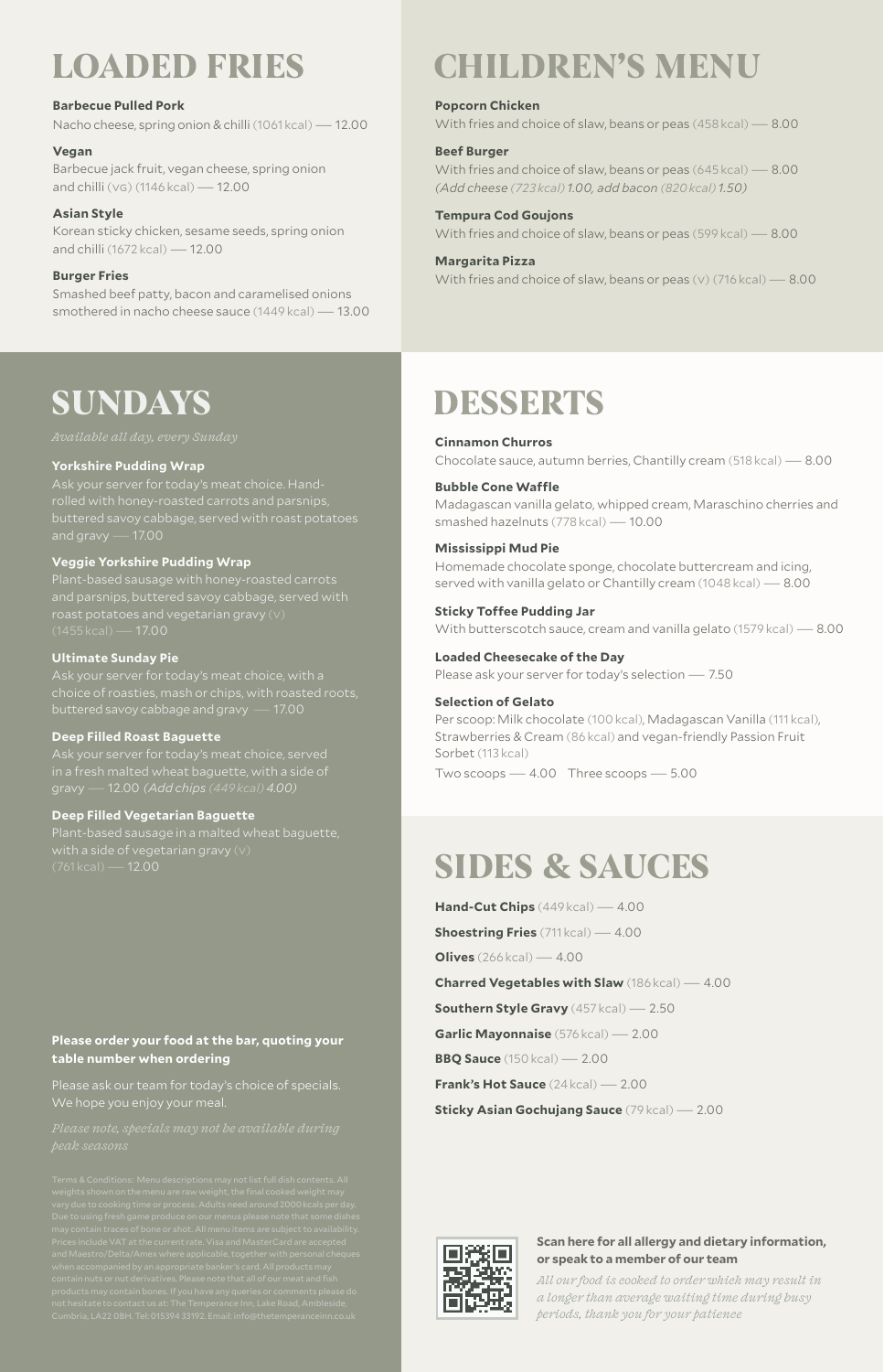# LOADED FRIES

**Barbecue Pulled Pork**
Nacho cheese, spring onion & chilli (1061 kcal) — 12.00

**Vegan**
Barbecue jack fruit, vegan cheese, spring onion and chilli (VG) (1146 kcal) — 12.00

**Asian Style**
Korean sticky chicken, sesame seeds, spring onion and chilli (1672 kcal) — 12.00

**Burger Fries**
Smashed beef patty, bacon and caramelised onions smothered in nacho cheese sauce (1449 kcal) — 13.00

# CHILDREN'S MENU

**Popcorn Chicken**
With fries and choice of slaw, beans or peas (458 kcal) — 8.00

**Beef Burger**
With fries and choice of slaw, beans or peas (645 kcal) — 8.00
*(Add cheese (723 kcal) 1.00, add bacon (820 kcal) 1.50)*

**Tempura Cod Goujons**
With fries and choice of slaw, beans or peas (599 kcal) — 8.00

**Margarita Pizza**
With fries and choice of slaw, beans or peas (V) (716 kcal) — 8.00

# SUNDAYS

*Available all day, every Sunday*

**Yorkshire Pudding Wrap**
Ask your server for today's meat choice. Hand-rolled with honey-roasted carrots and parsnips, buttered savoy cabbage, served with roast potatoes and gravy — 17.00

**Veggie Yorkshire Pudding Wrap**
Plant-based sausage with honey-roasted carrots and parsnips, buttered savoy cabbage, served with roast potatoes and vegetarian gravy (V) (1455 kcal) — 17.00

**Ultimate Sunday Pie**
Ask your server for today's meat choice, with a choice of roasties, mash or chips, with roasted roots, buttered savoy cabbage and gravy — 17.00

**Deep Filled Roast Baguette**
Ask your server for today's meat choice, served in a fresh malted wheat baguette, with a side of gravy — 12.00 *(Add chips (449 kcal) 4.00)*

**Deep Filled Vegetarian Baguette**
Plant-based sausage in a malted wheat baguette, with a side of vegetarian gravy (V) (761 kcal) — 12.00

**Please order your food at the bar, quoting your table number when ordering**

Please ask our team for today's choice of specials. We hope you enjoy your meal.

*Please note, specials may not be available during peak seasons*

Terms & Conditions: Menu descriptions may not list full dish contents. All weights shown on the menu are raw weight, the final cooked weight may vary due to cooking time or process. Adults need around 2000 kcals per day. Due to using fresh game produce on our menus please note that some dishes may contain traces of bone or shot. All menu items are subject to availability. Prices include VAT at the current rate. Visa and MasterCard are accepted and Maestro/Delta/Amex where applicable, together with personal cheques when accompanied by an appropriate banker's card. All products may contain nuts or nut derivatives. Please note that all of our meat and fish products may contain bones. If you have any queries or comments please do not hesitate to contact us at: The Temperance Inn, Lake Road, Ambleside, Cumbria, LA22 0BH. Tel: 015394 33192. Email: info@thetemperanceinn.co.uk

# DESSERTS

**Cinnamon Churros**
Chocolate sauce, autumn berries, Chantilly cream (518 kcal) — 8.00

**Bubble Cone Waffle**
Madagascan vanilla gelato, whipped cream, Maraschino cherries and smashed hazelnuts (778 kcal) — 10.00

**Mississippi Mud Pie**
Homemade chocolate sponge, chocolate buttercream and icing, served with vanilla gelato or Chantilly cream (1048 kcal) — 8.00

**Sticky Toffee Pudding Jar**
With butterscotch sauce, cream and vanilla gelato (1579 kcal) — 8.00

**Loaded Cheesecake of the Day**
Please ask your server for today's selection — 7.50

**Selection of Gelato**
Per scoop: Milk chocolate (100 kcal), Madagascan Vanilla (111 kcal), Strawberries & Cream (86 kcal) and vegan-friendly Passion Fruit Sorbet (113 kcal)
Two scoops — 4.00 Three scoops — 5.00

# SIDES & SAUCES

**Hand-Cut Chips** (449 kcal) — 4.00

**Shoestring Fries** (711 kcal) — 4.00

**Olives** (266 kcal) — 4.00

**Charred Vegetables with Slaw** (186 kcal) — 4.00

**Southern Style Gravy** (457 kcal) — 2.50

**Garlic Mayonnaise** (576 kcal) — 2.00

**BBQ Sauce** (150 kcal) — 2.00

**Frank's Hot Sauce** (24 kcal) — 2.00

**Sticky Asian Gochujang Sauce** (79 kcal) — 2.00

**Scan here for all allergy and dietary information, or speak to a member of our team**

*All our food is cooked to order which may result in a longer than average waiting time during busy periods, thank you for your patience*